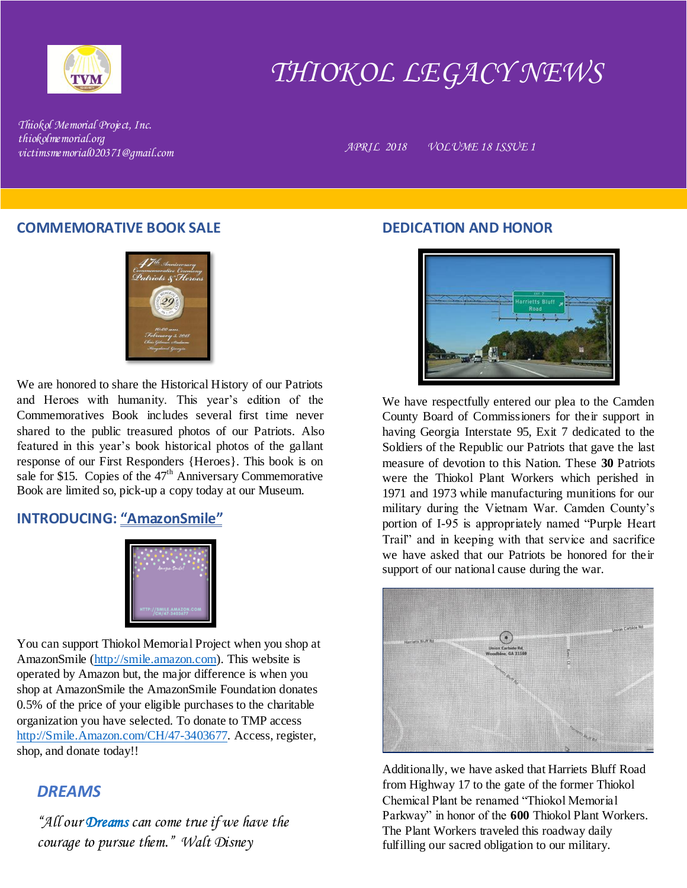# THIOKOL LEGACY NEWS

*Thiokol Memorial Project, Inc.*
*thiokolmemorial.org*
*victimsmemorial020371@gmail.com*

*APRIL 2018 VOLUME 18 ISSUE 1*

## COMMEMORATIVE BOOK SALE

We are honored to share the Historical History of our Patriots and Heroes with humanity. This year's edition of the Commemoratives Book includes several first time never shared to the public treasured photos of our Patriots. Also featured in this year's book historical photos of the gallant response of our First Responders {Heroes}. This book is on sale for $15. Copies of the 47th Anniversary Commemorative Book are limited so, pick-up a copy today at our Museum.

## INTRODUCING: "AmazonSmile"

You can support Thiokol Memorial Project when you shop at AmazonSmile (http://smile.amazon.com). This website is operated by Amazon but, the major difference is when you shop at AmazonSmile the AmazonSmile Foundation donates 0.5% of the price of your eligible purchases to the charitable organization you have selected. To donate to TMP access http://Smile.Amazon.com/CH/47-3403677. Access, register, shop, and donate today!!

## DREAMS

*"All our **Dreams** can come true if we have the courage to pursue them." Walt Disney*

## DEDICATION AND HONOR

We have respectfully entered our plea to the Camden County Board of Commissioners for their support in having Georgia Interstate 95, Exit 7 dedicated to the Soldiers of the Republic our Patriots that gave the last measure of devotion to this Nation. These **30** Patriots were the Thiokol Plant Workers which perished in 1971 and 1973 while manufacturing munitions for our military during the Vietnam War. Camden County's portion of I-95 is appropriately named "Purple Heart Trail" and in keeping with that service and sacrifice we have asked that our Patriots be honored for their support of our national cause during the war.

Additionally, we have asked that Harriets Bluff Road from Highway 17 to the gate of the former Thiokol Chemical Plant be renamed "Thiokol Memorial Parkway" in honor of the **600** Thiokol Plant Workers. The Plant Workers traveled this roadway daily fulfilling our sacred obligation to our military.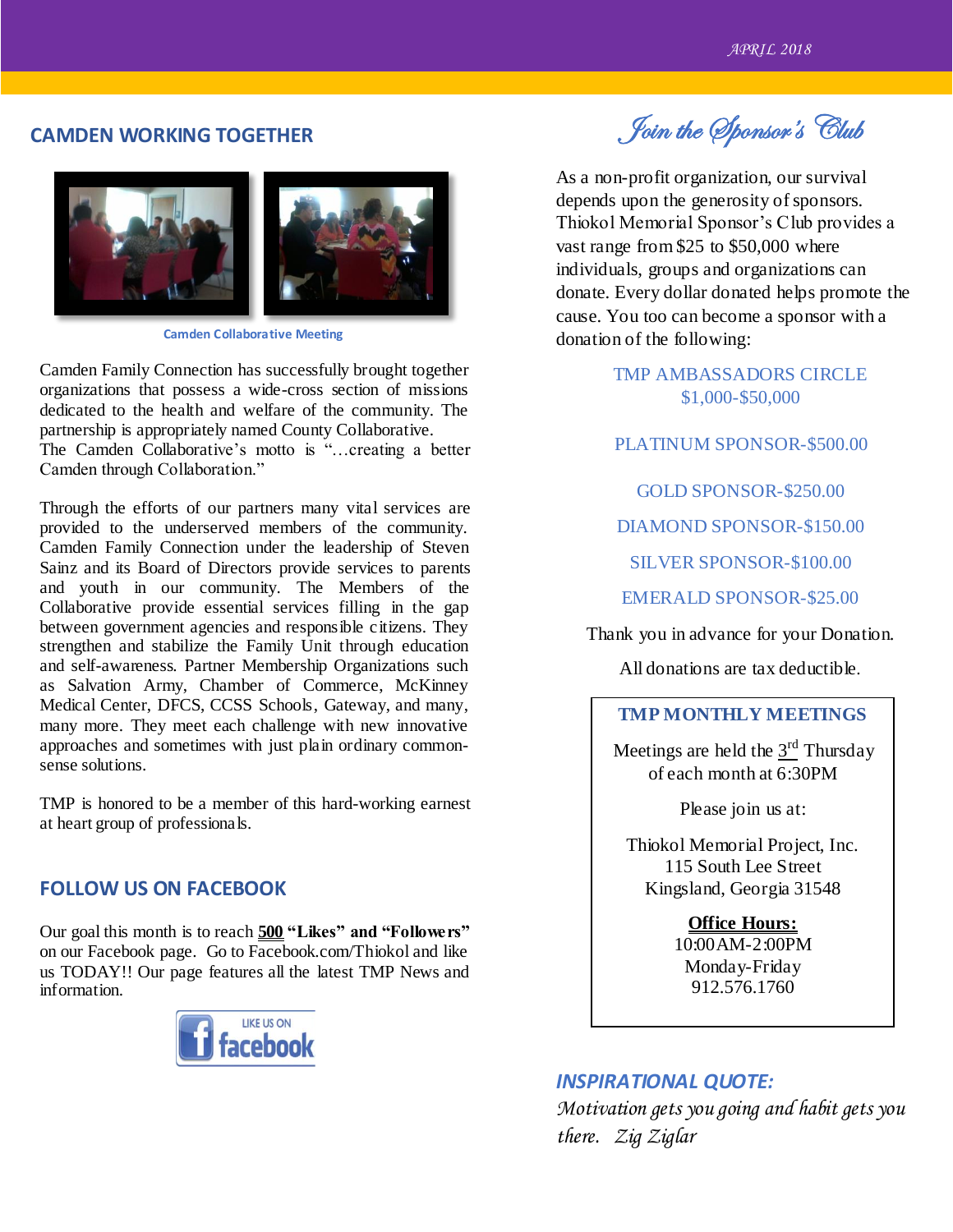## CAMDEN WORKING TOGETHER

Camden Collaborative Meeting

Camden Family Connection has successfully brought together organizations that possess a wide-cross section of missions dedicated to the health and welfare of the community. The partnership is appropriately named County Collaborative. The Camden Collaborative's motto is "…creating a better Camden through Collaboration."

Through the efforts of our partners many vital services are provided to the underserved members of the community. Camden Family Connection under the leadership of Steven Sainz and its Board of Directors provide services to parents and youth in our community. The Members of the Collaborative provide essential services filling in the gap between government agencies and responsible citizens. They strengthen and stabilize the Family Unit through education and self-awareness. Partner Membership Organizations such as Salvation Army, Chamber of Commerce, McKinney Medical Center, DFCS, CCSS Schools, Gateway, and many, many more. They meet each challenge with new innovative approaches and sometimes with just plain ordinary common-sense solutions.

TMP is honored to be a member of this hard-working earnest at heart group of professionals.

## FOLLOW US ON FACEBOOK

Our goal this month is to reach **500 "Likes" and "Followers"** on our Facebook page. Go to Facebook.com/Thiokol and like us TODAY!! Our page features all the latest TMP News and information.

LIKE US ON facebook

## *Join the Sponsor's Club*

As a non-profit organization, our survival depends upon the generosity of sponsors. Thiokol Memorial Sponsor's Club provides a vast range from $25 to $50,000 where individuals, groups and organizations can donate. Every dollar donated helps promote the cause. You too can become a sponsor with a donation of the following:

TMP AMBASSADORS CIRCLE
$1,000-$50,000

PLATINUM SPONSOR-$500.00

GOLD SPONSOR-$250.00

DIAMOND SPONSOR-$150.00

SILVER SPONSOR-$100.00

EMERALD SPONSOR-$25.00

Thank you in advance for your Donation.

All donations are tax deductible.

**TMP MONTHLY MEETINGS**

Meetings are held the 3rd Thursday of each month at 6:30PM

Please join us at:

Thiokol Memorial Project, Inc.
115 South Lee Street
Kingsland, Georgia 31548

**Office Hours:**
10:00AM-2:00PM
Monday-Friday
912.576.1760

### *INSPIRATIONAL QUOTE:*

*Motivation gets you going and habit gets you there. Zig Ziglar*